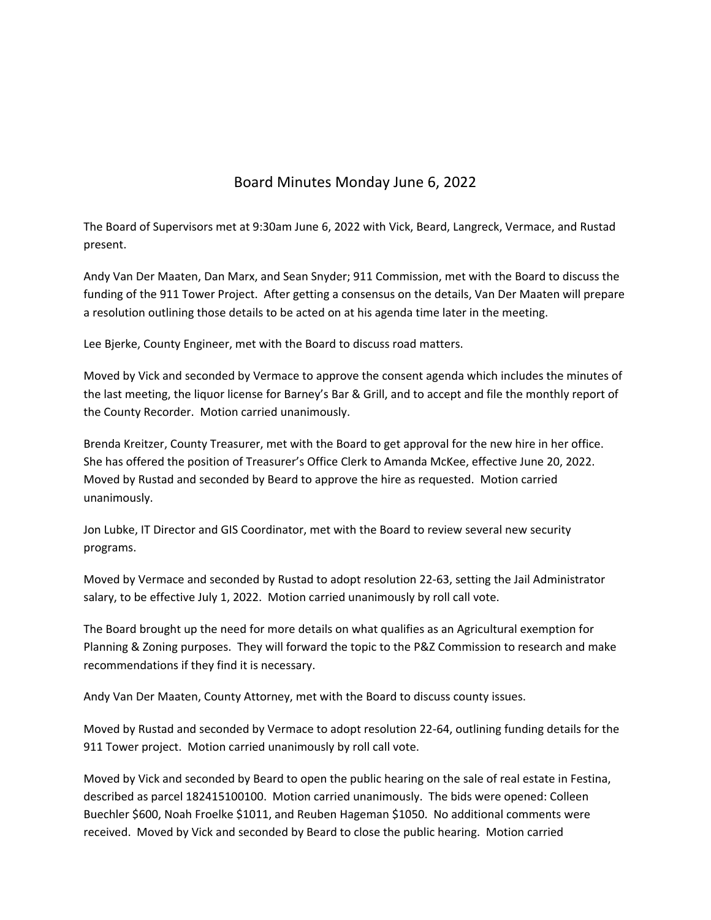# Board Minutes Monday June 6, 2022

The Board of Supervisors met at 9:30am June 6, 2022 with Vick, Beard, Langreck, Vermace, and Rustad present.

Andy Van Der Maaten, Dan Marx, and Sean Snyder; 911 Commission, met with the Board to discuss the funding of the 911 Tower Project. After getting a consensus on the details, Van Der Maaten will prepare a resolution outlining those details to be acted on at his agenda time later in the meeting.

Lee Bjerke, County Engineer, met with the Board to discuss road matters.

Moved by Vick and seconded by Vermace to approve the consent agenda which includes the minutes of the last meeting, the liquor license for Barney's Bar & Grill, and to accept and file the monthly report of the County Recorder. Motion carried unanimously.

Brenda Kreitzer, County Treasurer, met with the Board to get approval for the new hire in her office. She has offered the position of Treasurer's Office Clerk to Amanda McKee, effective June 20, 2022. Moved by Rustad and seconded by Beard to approve the hire as requested. Motion carried unanimously.

Jon Lubke, IT Director and GIS Coordinator, met with the Board to review several new security programs.

Moved by Vermace and seconded by Rustad to adopt resolution 22-63, setting the Jail Administrator salary, to be effective July 1, 2022. Motion carried unanimously by roll call vote.

The Board brought up the need for more details on what qualifies as an Agricultural exemption for Planning & Zoning purposes. They will forward the topic to the P&Z Commission to research and make recommendations if they find it is necessary.

Andy Van Der Maaten, County Attorney, met with the Board to discuss county issues.

Moved by Rustad and seconded by Vermace to adopt resolution 22-64, outlining funding details for the 911 Tower project. Motion carried unanimously by roll call vote.

Moved by Vick and seconded by Beard to open the public hearing on the sale of real estate in Festina, described as parcel 182415100100. Motion carried unanimously. The bids were opened: Colleen Buechler $600, Noah Froelke $1011, and Reuben Hageman $1050. No additional comments were received. Moved by Vick and seconded by Beard to close the public hearing. Motion carried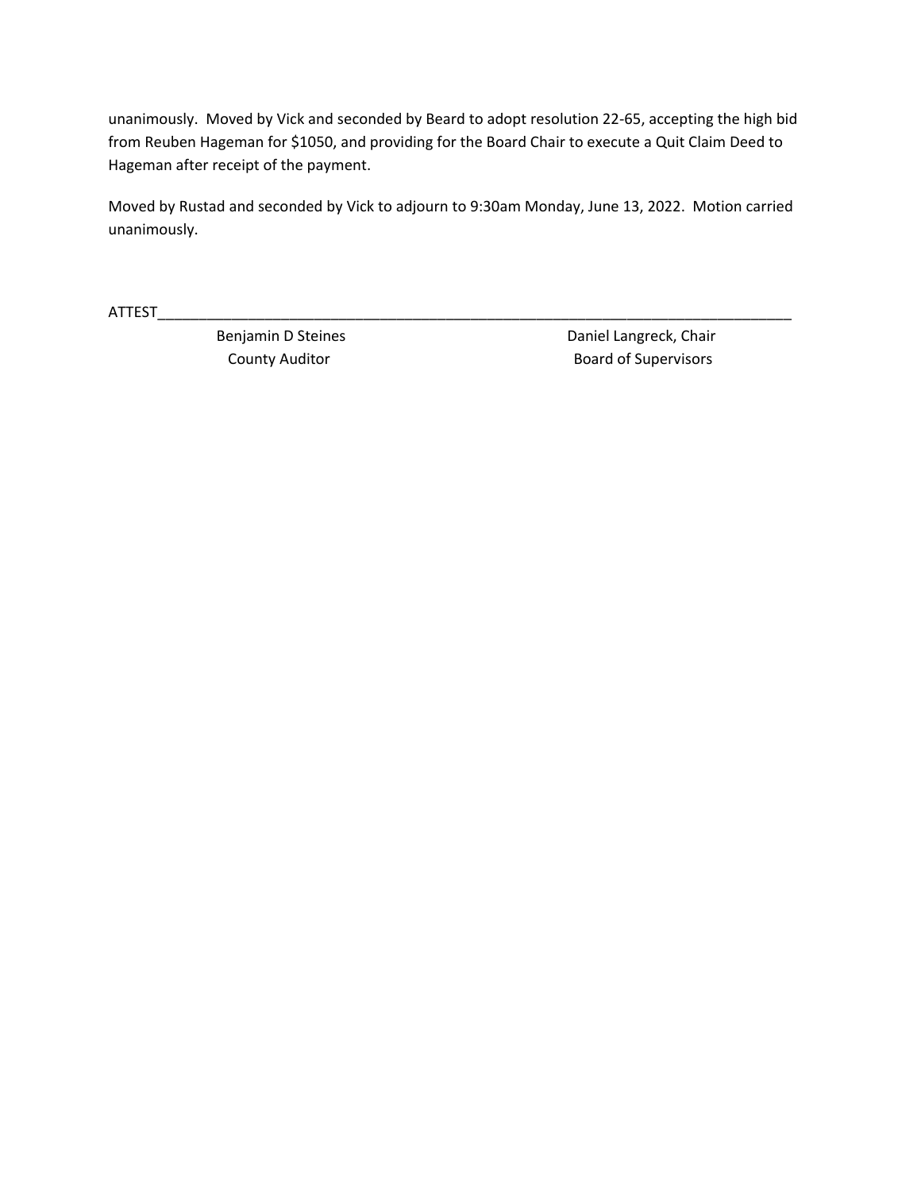unanimously. Moved by Vick and seconded by Beard to adopt resolution 22-65, accepting the high bid from Reuben Hageman for $1050, and providing for the Board Chair to execute a Quit Claim Deed to Hageman after receipt of the payment.

Moved by Rustad and seconded by Vick to adjourn to 9:30am Monday, June 13, 2022. Motion carried unanimously.

ATTEST_______________________________________________________________________________

Benjamin D Steines
County Auditor

Daniel Langreck, Chair
Board of Supervisors